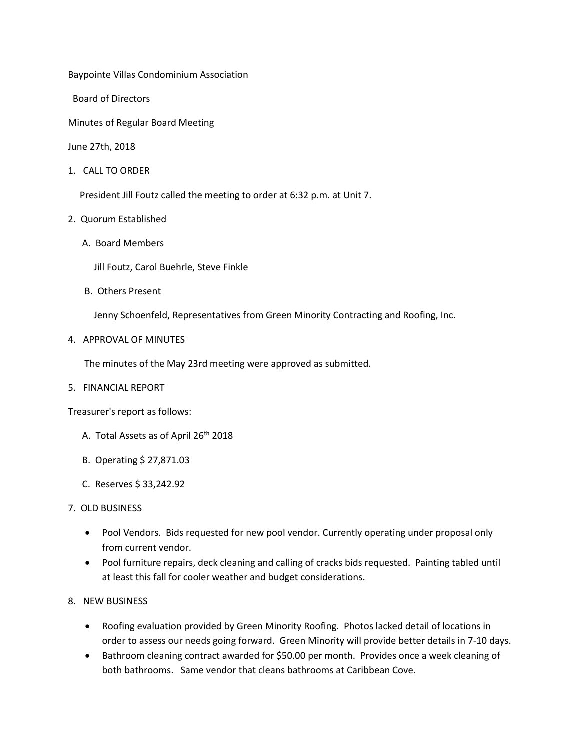Baypointe Villas Condominium Association

Board of Directors

Minutes of Regular Board Meeting

June 27th, 2018

1. CALL TO ORDER

   President Jill Foutz called the meeting to order at 6:32 p.m. at Unit 7.

2. Quorum Established

   A. Board Members

      Jill Foutz, Carol Buehrle, Steve Finkle

   B. Others Present

      Jenny Schoenfeld, Representatives from Green Minority Contracting and Roofing, Inc.

4. APPROVAL OF MINUTES

   The minutes of the May 23rd meeting were approved as submitted.

5. FINANCIAL REPORT

Treasurer's report as follows:

   A. Total Assets as of April 26th 2018

   B. Operating $ 27,871.03

   C. Reserves $ 33,242.92

7. OLD BUSINESS

   - Pool Vendors. Bids requested for new pool vendor. Currently operating under proposal only from current vendor.
   - Pool furniture repairs, deck cleaning and calling of cracks bids requested. Painting tabled until at least this fall for cooler weather and budget considerations.

8. NEW BUSINESS

   - Roofing evaluation provided by Green Minority Roofing. Photos lacked detail of locations in order to assess our needs going forward. Green Minority will provide better details in 7-10 days.
   - Bathroom cleaning contract awarded for $50.00 per month. Provides once a week cleaning of both bathrooms. Same vendor that cleans bathrooms at Caribbean Cove.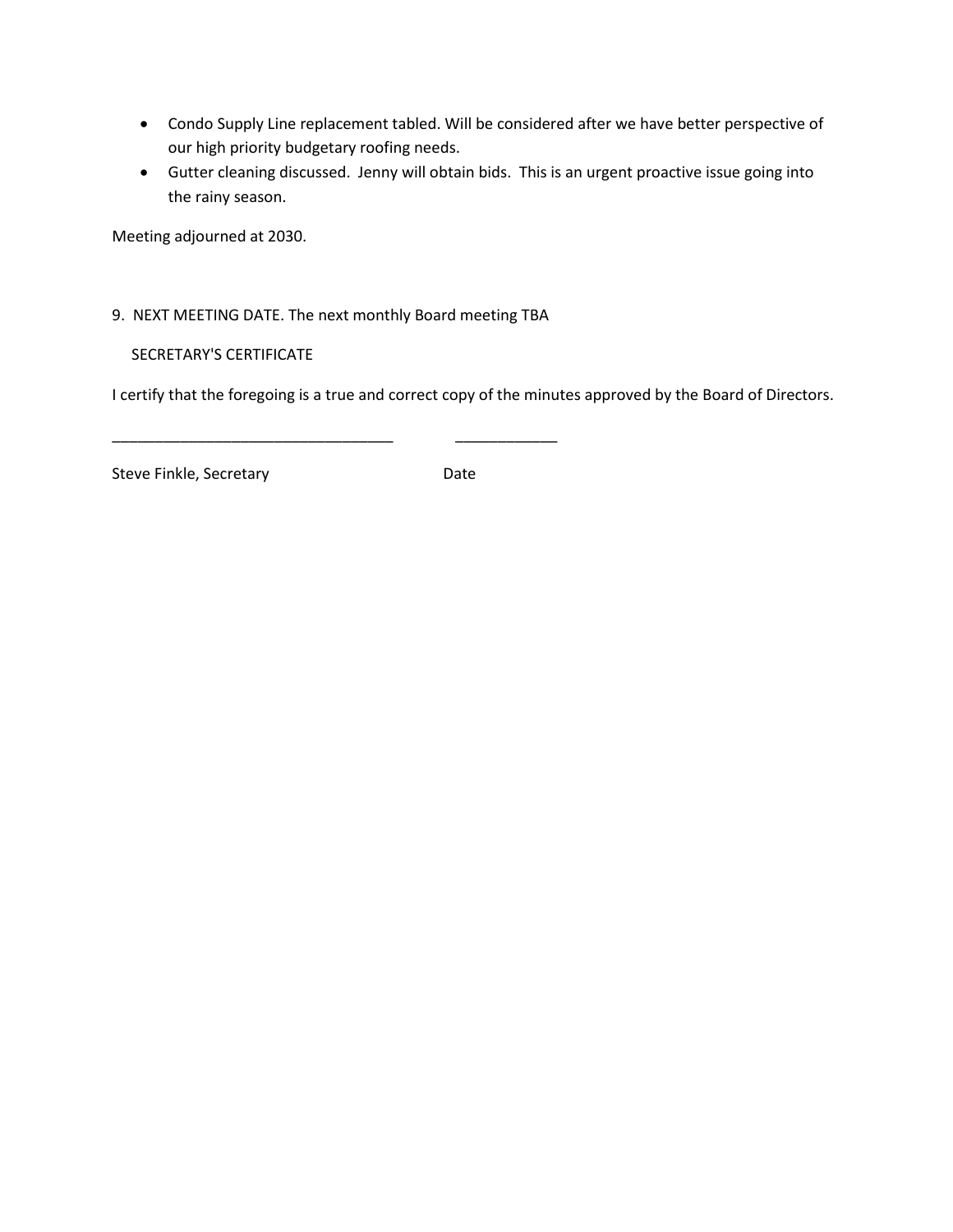- Condo Supply Line replacement tabled. Will be considered after we have better perspective of our high priority budgetary roofing needs.
- Gutter cleaning discussed. Jenny will obtain bids. This is an urgent proactive issue going into the rainy season.

Meeting adjourned at 2030.

9. NEXT MEETING DATE. The next monthly Board meeting TBA

SECRETARY'S CERTIFICATE

I certify that the foregoing is a true and correct copy of the minutes approved by the Board of Directors.

_________________________________ ____________

Steve Finkle, Secretary Date